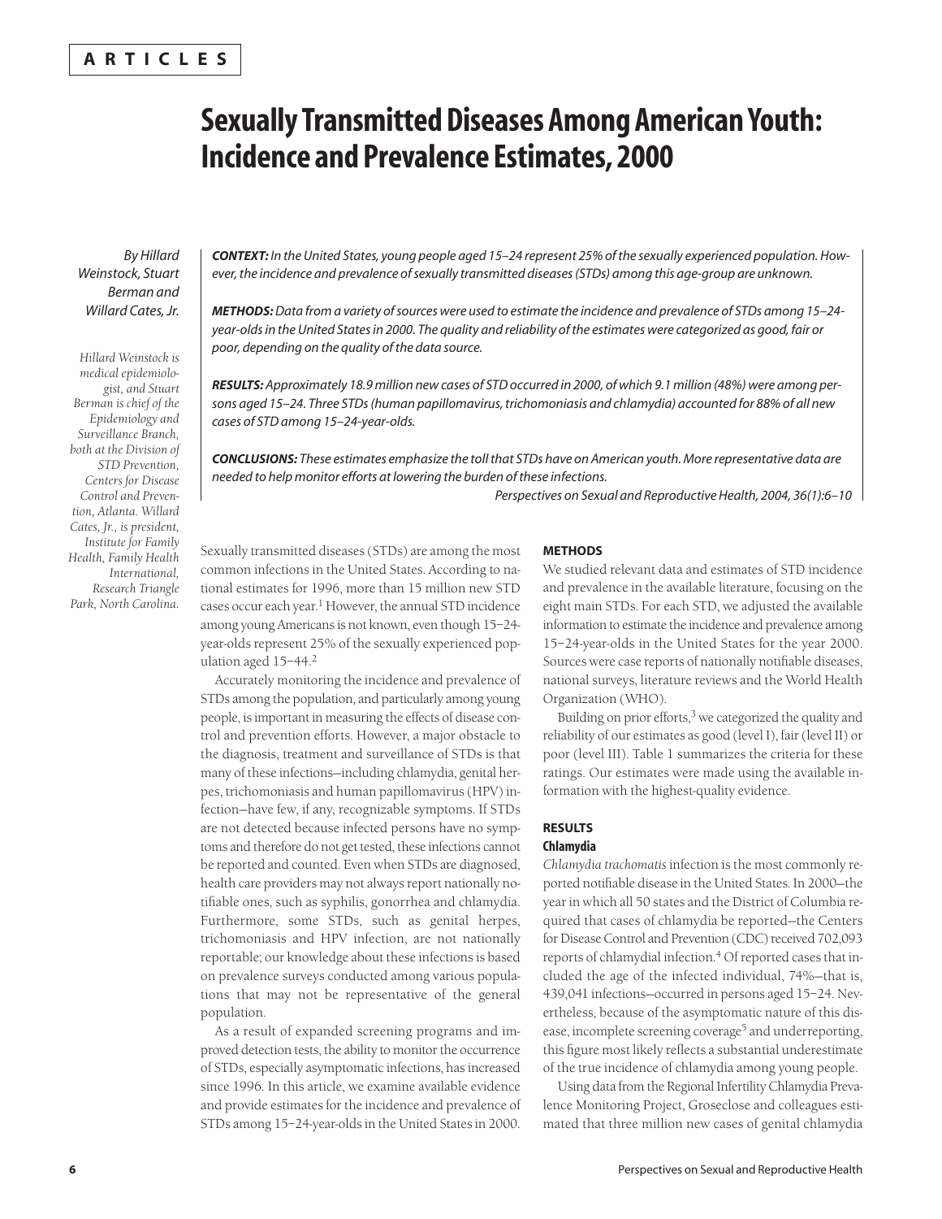# Sexually Transmitted Diseases Among American Youth: Incidence and Prevalence Estimates, 2000

*By Hillard Weinstock, Stuart Berman and Willard Cates, Jr.*

*Hillard Weinstock is medical epidemiologist, and Stuart Berman is chief of the Epidemiology and Surveillance Branch, both at the Division of STD Prevention, Centers for Disease Control and Prevention, Atlanta. Willard Cates, Jr., is president, Institute for Family Health, Family Health International, Research Triangle Park, North Carolina.*

***CONTEXT:*** *In the United States, young people aged 15–24 represent 25% of the sexually experienced population. However, the incidence and prevalence of sexually transmitted diseases (STDs) among this age-group are unknown.*

***METHODS:*** *Data from a variety of sources were used to estimate the incidence and prevalence of STDs among 15–24-year-olds in the United States in 2000. The quality and reliability of the estimates were categorized as good, fair or poor, depending on the quality of the data source.*

***RESULTS:*** *Approximately 18.9 million new cases of STD occurred in 2000, of which 9.1 million (48%) were among persons aged 15–24. Three STDs (human papillomavirus, trichomoniasis and chlamydia) accounted for 88% of all new cases of STD among 15–24-year-olds.*

***CONCLUSIONS:*** *These estimates emphasize the toll that STDs have on American youth. More representative data are needed to help monitor efforts at lowering the burden of these infections.*

*Perspectives on Sexual and Reproductive Health, 2004, 36(1):6–10*

Sexually transmitted diseases (STDs) are among the most common infections in the United States. According to national estimates for 1996, more than 15 million new STD cases occur each year.[1] However, the annual STD incidence among young Americans is not known, even though 15–24-year-olds represent 25% of the sexually experienced population aged 15–44.[2]

Accurately monitoring the incidence and prevalence of STDs among the population, and particularly among young people, is important in measuring the effects of disease control and prevention efforts. However, a major obstacle to the diagnosis, treatment and surveillance of STDs is that many of these infections—including chlamydia, genital herpes, trichomoniasis and human papillomavirus (HPV) infection—have few, if any, recognizable symptoms. If STDs are not detected because infected persons have no symptoms and therefore do not get tested, these infections cannot be reported and counted. Even when STDs are diagnosed, health care providers may not always report nationally notifiable ones, such as syphilis, gonorrhea and chlamydia. Furthermore, some STDs, such as genital herpes, trichomoniasis and HPV infection, are not nationally reportable; our knowledge about these infections is based on prevalence surveys conducted among various populations that may not be representative of the general population.

As a result of expanded screening programs and improved detection tests, the ability to monitor the occurrence of STDs, especially asymptomatic infections, has increased since 1996. In this article, we examine available evidence and provide estimates for the incidence and prevalence of STDs among 15–24-year-olds in the United States in 2000.

## METHODS

We studied relevant data and estimates of STD incidence and prevalence in the available literature, focusing on the eight main STDs. For each STD, we adjusted the available information to estimate the incidence and prevalence among 15–24-year-olds in the United States for the year 2000. Sources were case reports of nationally notifiable diseases, national surveys, literature reviews and the World Health Organization (WHO).

Building on prior efforts,[3] we categorized the quality and reliability of our estimates as good (level I), fair (level II) or poor (level III). Table 1 summarizes the criteria for these ratings. Our estimates were made using the available information with the highest-quality evidence.

## RESULTS

### Chlamydia

*Chlamydia trachomatis* infection is the most commonly reported notifiable disease in the United States. In 2000—the year in which all 50 states and the District of Columbia required that cases of chlamydia be reported—the Centers for Disease Control and Prevention (CDC) received 702,093 reports of chlamydial infection.[4] Of reported cases that included the age of the infected individual, 74%—that is, 439,041 infections—occurred in persons aged 15–24. Nevertheless, because of the asymptomatic nature of this disease, incomplete screening coverage[5] and underreporting, this figure most likely reflects a substantial underestimate of the true incidence of chlamydia among young people.

Using data from the Regional Infertility Chlamydia Prevalence Monitoring Project, Groseclose and colleagues estimated that three million new cases of genital chlamydia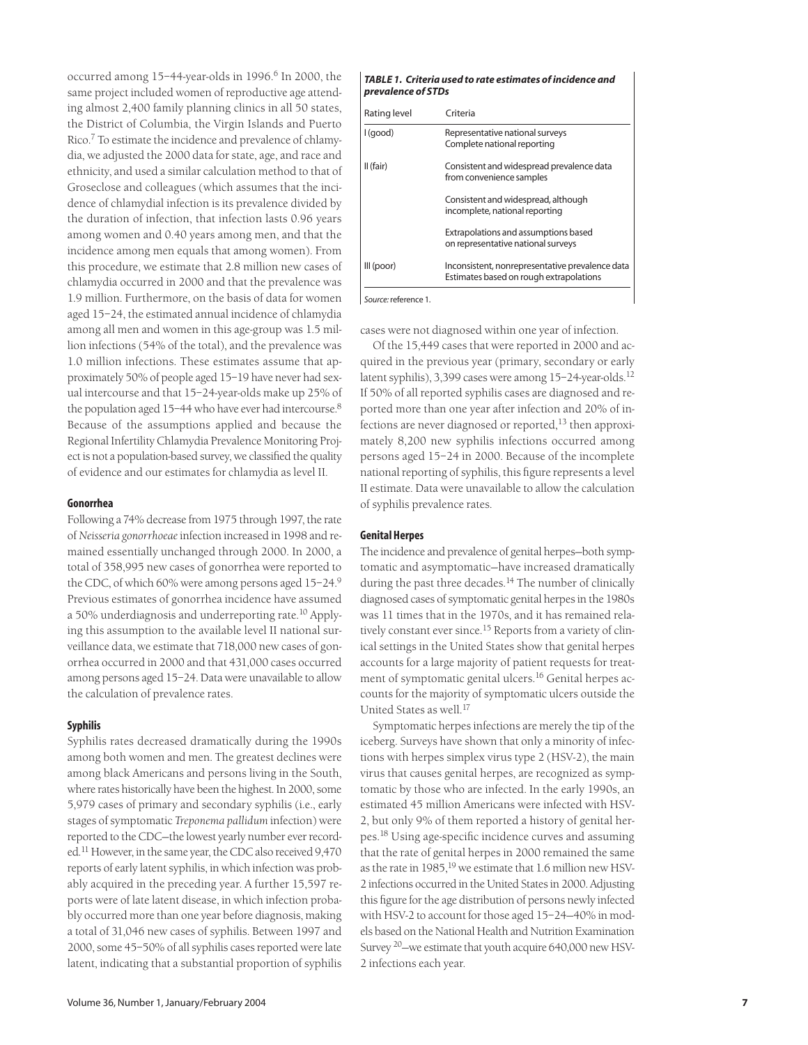occurred among 15–44-year-olds in 1996.[6] In 2000, the same project included women of reproductive age attending almost 2,400 family planning clinics in all 50 states, the District of Columbia, the Virgin Islands and Puerto Rico.[7] To estimate the incidence and prevalence of chlamydia, we adjusted the 2000 data for state, age, and race and ethnicity, and used a similar calculation method to that of Groseclose and colleagues (which assumes that the incidence of chlamydial infection is its prevalence divided by the duration of infection, that infection lasts 0.96 years among women and 0.40 years among men, and that the incidence among men equals that among women). From this procedure, we estimate that 2.8 million new cases of chlamydia occurred in 2000 and that the prevalence was 1.9 million. Furthermore, on the basis of data for women aged 15–24, the estimated annual incidence of chlamydia among all men and women in this age-group was 1.5 million infections (54% of the total), and the prevalence was 1.0 million infections. These estimates assume that approximately 50% of people aged 15–19 have never had sexual intercourse and that 15–24-year-olds make up 25% of the population aged 15–44 who have ever had intercourse.[8] Because of the assumptions applied and because the Regional Infertility Chlamydia Prevalence Monitoring Project is not a population-based survey, we classified the quality of evidence and our estimates for chlamydia as level II.

### Gonorrhea

Following a 74% decrease from 1975 through 1997, the rate of *Neisseria gonorrhoeae* infection increased in 1998 and remained essentially unchanged through 2000. In 2000, a total of 358,995 new cases of gonorrhea were reported to the CDC, of which 60% were among persons aged 15–24.[9] Previous estimates of gonorrhea incidence have assumed a 50% underdiagnosis and underreporting rate.[10] Applying this assumption to the available level II national surveillance data, we estimate that 718,000 new cases of gonorrhea occurred in 2000 and that 431,000 cases occurred among persons aged 15–24. Data were unavailable to allow the calculation of prevalence rates.

### Syphilis

Syphilis rates decreased dramatically during the 1990s among both women and men. The greatest declines were among black Americans and persons living in the South, where rates historically have been the highest. In 2000, some 5,979 cases of primary and secondary syphilis (i.e., early stages of symptomatic *Treponema pallidum* infection) were reported to the CDC—the lowest yearly number ever recorded.[11] However, in the same year, the CDC also received 9,470 reports of early latent syphilis, in which infection was probably acquired in the preceding year. A further 15,597 reports were of late latent disease, in which infection probably occurred more than one year before diagnosis, making a total of 31,046 new cases of syphilis. Between 1997 and 2000, some 45–50% of all syphilis cases reported were late latent, indicating that a substantial proportion of syphilis cases were not diagnosed within one year of infection.

***TABLE 1. Criteria used to rate estimates of incidence and prevalence of STDs***

| Rating level | Criteria |
|---|---|
| I (good) | Representative national surveys<br>Complete national reporting |
| II (fair) | Consistent and widespread prevalence data from convenience samples |
| | Consistent and widespread, although incomplete, national reporting |
| | Extrapolations and assumptions based on representative national surveys |
| III (poor) | Inconsistent, nonrepresentative prevalence data<br>Estimates based on rough extrapolations |

*Source:* reference 1.

Of the 15,449 cases that were reported in 2000 and acquired in the previous year (primary, secondary or early latent syphilis), 3,399 cases were among 15–24-year-olds.[12] If 50% of all reported syphilis cases are diagnosed and reported more than one year after infection and 20% of infections are never diagnosed or reported,[13] then approximately 8,200 new syphilis infections occurred among persons aged 15–24 in 2000. Because of the incomplete national reporting of syphilis, this figure represents a level II estimate. Data were unavailable to allow the calculation of syphilis prevalence rates.

### Genital Herpes

The incidence and prevalence of genital herpes—both symptomatic and asymptomatic—have increased dramatically during the past three decades.[14] The number of clinically diagnosed cases of symptomatic genital herpes in the 1980s was 11 times that in the 1970s, and it has remained relatively constant ever since.[15] Reports from a variety of clinical settings in the United States show that genital herpes accounts for a large majority of patient requests for treatment of symptomatic genital ulcers.[16] Genital herpes accounts for the majority of symptomatic ulcers outside the United States as well.[17]

Symptomatic herpes infections are merely the tip of the iceberg. Surveys have shown that only a minority of infections with herpes simplex virus type 2 (HSV-2), the main virus that causes genital herpes, are recognized as symptomatic by those who are infected. In the early 1990s, an estimated 45 million Americans were infected with HSV-2, but only 9% of them reported a history of genital herpes.[18] Using age-specific incidence curves and assuming that the rate of genital herpes in 2000 remained the same as the rate in 1985,[19] we estimate that 1.6 million new HSV-2 infections occurred in the United States in 2000. Adjusting this figure for the age distribution of persons newly infected with HSV-2 to account for those aged 15–24—40% in models based on the National Health and Nutrition Examination Survey [20]—we estimate that youth acquire 640,000 new HSV-2 infections each year.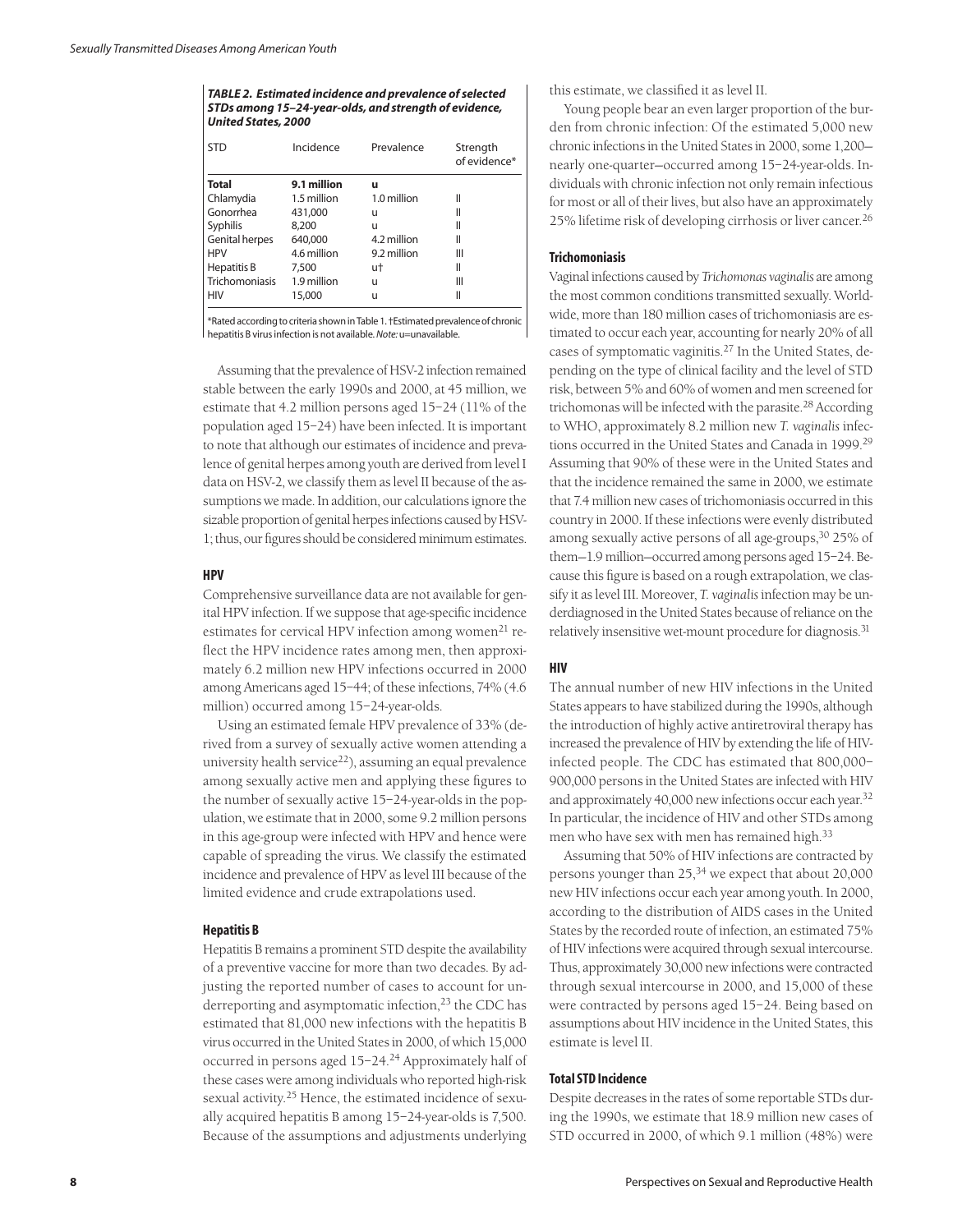**TABLE 2. Estimated incidence and prevalence of selected STDs among 15–24-year-olds, and strength of evidence, United States, 2000**

| STD | Incidence | Prevalence | Strength of evidence* |
|---|---|---|---|
| **Total** | **9.1 million** | **u** | |
| Chlamydia | 1.5 million | 1.0 million | II |
| Gonorrhea | 431,000 | u | II |
| Syphilis | 8,200 | u | II |
| Genital herpes | 640,000 | 4.2 million | II |
| HPV | 4.6 million | 9.2 million | III |
| Hepatitis B | 7,500 | u† | II |
| Trichomoniasis | 1.9 million | u | III |
| HIV | 15,000 | u | II |

*Rated according to criteria shown in Table 1. †Estimated prevalence of chronic hepatitis B virus infection is not available. *Note:* u=unavailable.

Assuming that the prevalence of HSV-2 infection remained stable between the early 1990s and 2000, at 45 million, we estimate that 4.2 million persons aged 15–24 (11% of the population aged 15–24) have been infected. It is important to note that although our estimates of incidence and prevalence of genital herpes among youth are derived from level I data on HSV-2, we classify them as level II because of the assumptions we made. In addition, our calculations ignore the sizable proportion of genital herpes infections caused by HSV-1; thus, our figures should be considered minimum estimates.

### HPV

Comprehensive surveillance data are not available for genital HPV infection. If we suppose that age-specific incidence estimates for cervical HPV infection among women[21] reflect the HPV incidence rates among men, then approximately 6.2 million new HPV infections occurred in 2000 among Americans aged 15–44; of these infections, 74% (4.6 million) occurred among 15–24-year-olds.

Using an estimated female HPV prevalence of 33% (derived from a survey of sexually active women attending a university health service[22]), assuming an equal prevalence among sexually active men and applying these figures to the number of sexually active 15–24-year-olds in the population, we estimate that in 2000, some 9.2 million persons in this age-group were infected with HPV and hence were capable of spreading the virus. We classify the estimated incidence and prevalence of HPV as level III because of the limited evidence and crude extrapolations used.

### Hepatitis B

Hepatitis B remains a prominent STD despite the availability of a preventive vaccine for more than two decades. By adjusting the reported number of cases to account for underreporting and asymptomatic infection,[23] the CDC has estimated that 81,000 new infections with the hepatitis B virus occurred in the United States in 2000, of which 15,000 occurred in persons aged 15–24.[24] Approximately half of these cases were among individuals who reported high-risk sexual activity.[25] Hence, the estimated incidence of sexually acquired hepatitis B among 15–24-year-olds is 7,500. Because of the assumptions and adjustments underlying this estimate, we classified it as level II.

Young people bear an even larger proportion of the burden from chronic infection: Of the estimated 5,000 new chronic infections in the United States in 2000, some 1,200—nearly one-quarter—occurred among 15–24-year-olds. Individuals with chronic infection not only remain infectious for most or all of their lives, but also have an approximately 25% lifetime risk of developing cirrhosis or liver cancer.[26]

### Trichomoniasis

Vaginal infections caused by *Trichomonas vaginalis* are among the most common conditions transmitted sexually. Worldwide, more than 180 million cases of trichomoniasis are estimated to occur each year, accounting for nearly 20% of all cases of symptomatic vaginitis.[27] In the United States, depending on the type of clinical facility and the level of STD risk, between 5% and 60% of women and men screened for trichomonas will be infected with the parasite.[28] According to WHO, approximately 8.2 million new *T. vaginalis* infections occurred in the United States and Canada in 1999.[29] Assuming that 90% of these were in the United States and that the incidence remained the same in 2000, we estimate that 7.4 million new cases of trichomoniasis occurred in this country in 2000. If these infections were evenly distributed among sexually active persons of all age-groups,[30] 25% of them—1.9 million—occurred among persons aged 15–24. Because this figure is based on a rough extrapolation, we classify it as level III. Moreover, *T. vaginalis* infection may be underdiagnosed in the United States because of reliance on the relatively insensitive wet-mount procedure for diagnosis.[31]

### HIV

The annual number of new HIV infections in the United States appears to have stabilized during the 1990s, although the introduction of highly active antiretroviral therapy has increased the prevalence of HIV by extending the life of HIV-infected people. The CDC has estimated that 800,000–900,000 persons in the United States are infected with HIV and approximately 40,000 new infections occur each year.[32] In particular, the incidence of HIV and other STDs among men who have sex with men has remained high.[33]

Assuming that 50% of HIV infections are contracted by persons younger than 25,[34] we expect that about 20,000 new HIV infections occur each year among youth. In 2000, according to the distribution of AIDS cases in the United States by the recorded route of infection, an estimated 75% of HIV infections were acquired through sexual intercourse. Thus, approximately 30,000 new infections were contracted through sexual intercourse in 2000, and 15,000 of these were contracted by persons aged 15–24. Being based on assumptions about HIV incidence in the United States, this estimate is level II.

### Total STD Incidence

Despite decreases in the rates of some reportable STDs during the 1990s, we estimate that 18.9 million new cases of STD occurred in 2000, of which 9.1 million (48%) were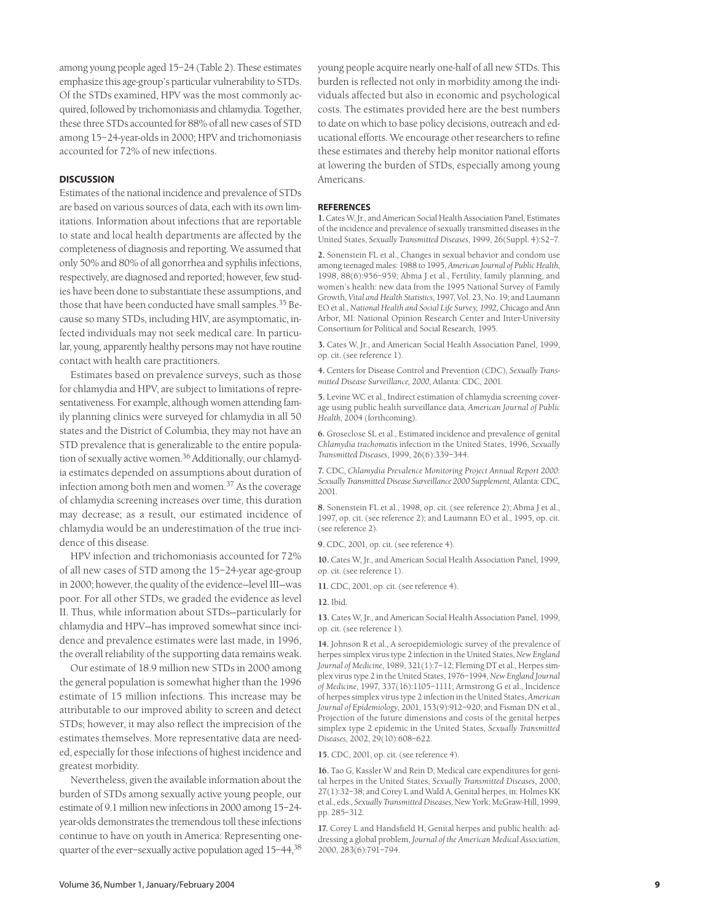among young people aged 15–24 (Table 2). These estimates emphasize this age-group's particular vulnerability to STDs. Of the STDs examined, HPV was the most commonly acquired, followed by trichomoniasis and chlamydia. Together, these three STDs accounted for 88% of all new cases of STD among 15–24-year-olds in 2000; HPV and trichomoniasis accounted for 72% of new infections.

## DISCUSSION

Estimates of the national incidence and prevalence of STDs are based on various sources of data, each with its own limitations. Information about infections that are reportable to state and local health departments are affected by the completeness of diagnosis and reporting. We assumed that only 50% and 80% of all gonorrhea and syphilis infections, respectively, are diagnosed and reported; however, few studies have been done to substantiate these assumptions, and those that have been conducted have small samples.[35] Because so many STDs, including HIV, are asymptomatic, infected individuals may not seek medical care. In particular, young, apparently healthy persons may not have routine contact with health care practitioners.

Estimates based on prevalence surveys, such as those for chlamydia and HPV, are subject to limitations of representativeness. For example, although women attending family planning clinics were surveyed for chlamydia in all 50 states and the District of Columbia, they may not have an STD prevalence that is generalizable to the entire population of sexually active women.[36] Additionally, our chlamydia estimates depended on assumptions about duration of infection among both men and women.[37] As the coverage of chlamydia screening increases over time, this duration may decrease; as a result, our estimated incidence of chlamydia would be an underestimation of the true incidence of this disease.

HPV infection and trichomoniasis accounted for 72% of all new cases of STD among the 15–24-year age-group in 2000; however, the quality of the evidence—level III—was poor. For all other STDs, we graded the evidence as level II. Thus, while information about STDs—particularly for chlamydia and HPV—has improved somewhat since incidence and prevalence estimates were last made, in 1996, the overall reliability of the supporting data remains weak.

Our estimate of 18.9 million new STDs in 2000 among the general population is somewhat higher than the 1996 estimate of 15 million infections. This increase may be attributable to our improved ability to screen and detect STDs; however, it may also reflect the imprecision of the estimates themselves. More representative data are needed, especially for those infections of highest incidence and greatest morbidity.

Nevertheless, given the available information about the burden of STDs among sexually active young people, our estimate of 9.1 million new infections in 2000 among 15–24-year-olds demonstrates the tremendous toll these infections continue to have on youth in America: Representing one-quarter of the ever–sexually active population aged 15–44,[38] young people acquire nearly one-half of all new STDs. This burden is reflected not only in morbidity among the individuals affected but also in economic and psychological costs. The estimates provided here are the best numbers to date on which to base policy decisions, outreach and educational efforts. We encourage other researchers to refine these estimates and thereby help monitor national efforts at lowering the burden of STDs, especially among young Americans.

## REFERENCES

**1.** Cates W, Jr., and American Social Health Association Panel, Estimates of the incidence and prevalence of sexually transmitted diseases in the United States, *Sexually Transmitted Diseases*, 1999, 26(Suppl. 4):S2–7.

**2.** Sonenstein FL et al., Changes in sexual behavior and condom use among teenaged males: 1988 to 1995, *American Journal of Public Health*, 1998, 88(6):956–959; Abma J et al., Fertility, family planning, and women's health: new data from the 1995 National Survey of Family Growth, *Vital and Health Statistics*, 1997, Vol. 23, No. 19; and Laumann EO et al., *National Health and Social Life Survey, 1992*, Chicago and Ann Arbor, MI: National Opinion Research Center and Inter-University Consortium for Political and Social Research, 1995.

**3.** Cates W, Jr., and American Social Health Association Panel, 1999, op. cit. (see reference 1).

**4.** Centers for Disease Control and Prevention (CDC), *Sexually Transmitted Disease Surveillance, 2000*, Atlanta: CDC, 2001.

**5.** Levine WC et al., Indirect estimation of chlamydia screening coverage using public health surveillance data, *American Journal of Public Health*, 2004 (forthcoming).

**6.** Groseclose SL et al., Estimated incidence and prevalence of genital *Chlamydia trachomatis* infection in the United States, 1996, *Sexually Transmitted Diseases*, 1999, 26(6):339–344.

**7.** CDC, *Chlamydia Prevalence Monitoring Project Annual Report 2000: Sexually Transmitted Disease Surveillance 2000 Supplement*, Atlanta: CDC, 2001.

**8.** Sonenstein FL et al., 1998, op. cit. (see reference 2); Abma J et al., 1997, op. cit. (see reference 2); and Laumann EO et al., 1995, op. cit. (see reference 2).

**9.** CDC, 2001, op. cit. (see reference 4).

**10.** Cates W, Jr., and American Social Health Association Panel, 1999, op. cit. (see reference 1).

**11.** CDC, 2001, op. cit. (see reference 4).

**12.** Ibid.

**13.** Cates W, Jr., and American Social Health Association Panel, 1999, op. cit. (see reference 1).

**14.** Johnson R et al., A seroepidemiologic survey of the prevalence of herpes simplex virus type 2 infection in the United States, *New England Journal of Medicine*, 1989, 321(1):7–12; Fleming DT et al., Herpes simplex virus type 2 in the United States, 1976–1994, *New England Journal of Medicine*, 1997, 337(16):1105–1111; Armstrong G et al., Incidence of herpes simplex virus type 2 infection in the United States, *American Journal of Epidemiology*, 2001, 153(9):912–920; and Fisman DN et al., Projection of the future dimensions and costs of the genital herpes simplex type 2 epidemic in the United States, *Sexually Transmitted Diseases*, 2002, 29(10):608–622.

**15.** CDC, 2001, op. cit. (see reference 4).

**16.** Tao G, Kassler W and Rein D, Medical care expenditures for genital herpes in the United States, *Sexually Transmitted Diseases*, 2000, 27(1):32–38; and Corey L and Wald A, Genital herpes, in: Holmes KK et al., eds., *Sexually Transmitted Diseases*, New York: McGraw-Hill, 1999, pp. 285–312.

**17.** Corey L and Handsfield H, Genital herpes and public health: addressing a global problem, *Journal of the American Medical Association*, 2000, 283(6):791–794.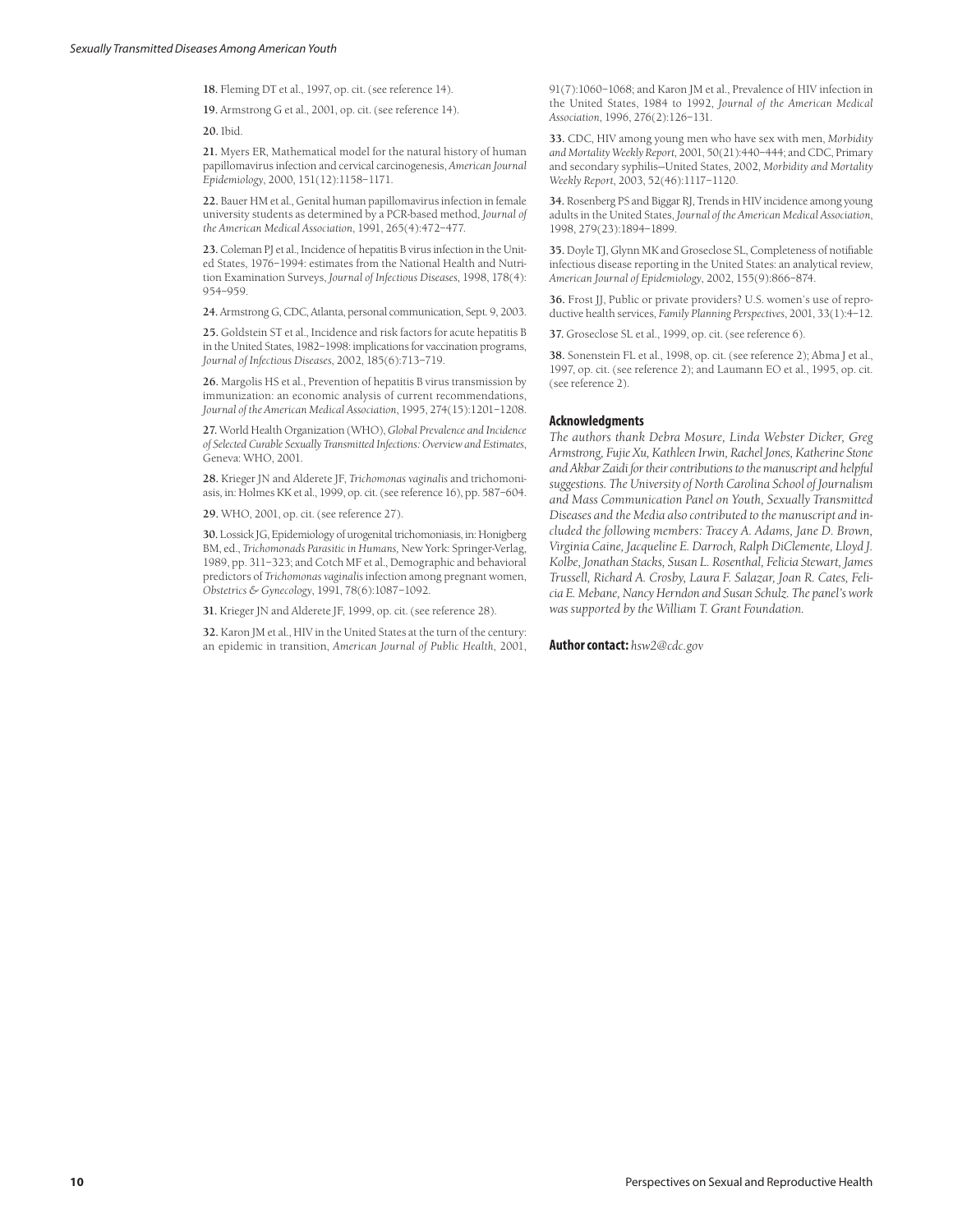**18.** Fleming DT et al., 1997, op. cit. (see reference 14).

**19.** Armstrong G et al., 2001, op. cit. (see reference 14).

**20.** Ibid.

**21.** Myers ER, Mathematical model for the natural history of human papillomavirus infection and cervical carcinogenesis, *American Journal Epidemiology*, 2000, 151(12):1158–1171.

**22.** Bauer HM et al., Genital human papillomavirus infection in female university students as determined by a PCR-based method, *Journal of the American Medical Association*, 1991, 265(4):472–477.

**23.** Coleman PJ et al., Incidence of hepatitis B virus infection in the United States, 1976–1994: estimates from the National Health and Nutrition Examination Surveys, *Journal of Infectious Diseases*, 1998, 178(4): 954–959.

**24.** Armstrong G, CDC, Atlanta, personal communication, Sept. 9, 2003.

**25.** Goldstein ST et al., Incidence and risk factors for acute hepatitis B in the United States, 1982–1998: implications for vaccination programs, *Journal of Infectious Diseases*, 2002, 185(6):713–719.

**26.** Margolis HS et al., Prevention of hepatitis B virus transmission by immunization: an economic analysis of current recommendations, *Journal of the American Medical Association*, 1995, 274(15):1201–1208.

**27.** World Health Organization (WHO), *Global Prevalence and Incidence of Selected Curable Sexually Transmitted Infections: Overview and Estimates*, Geneva: WHO, 2001.

**28.** Krieger JN and Alderete JF, *Trichomonas vaginalis* and trichomoniasis, in: Holmes KK et al., 1999, op. cit. (see reference 16), pp. 587–604.

**29.** WHO, 2001, op. cit. (see reference 27).

**30.** Lossick JG, Epidemiology of urogenital trichomoniasis, in: Honigberg BM, ed., *Trichomonads Parasitic in Humans*, New York: Springer-Verlag, 1989, pp. 311–323; and Cotch MF et al., Demographic and behavioral predictors of *Trichomonas vaginalis* infection among pregnant women, *Obstetrics & Gynecology*, 1991, 78(6):1087–1092.

**31.** Krieger JN and Alderete JF, 1999, op. cit. (see reference 28).

**32.** Karon JM et al., HIV in the United States at the turn of the century: an epidemic in transition, *American Journal of Public Health*, 2001, 91(7):1060–1068; and Karon JM et al., Prevalence of HIV infection in the United States, 1984 to 1992, *Journal of the American Medical Association*, 1996, 276(2):126–131.

**33.** CDC, HIV among young men who have sex with men, *Morbidity and Mortality Weekly Report*, 2001, 50(21):440–444; and CDC, Primary and secondary syphilis—United States, 2002, *Morbidity and Mortality Weekly Report*, 2003, 52(46):1117–1120.

**34.** Rosenberg PS and Biggar RJ, Trends in HIV incidence among young adults in the United States, *Journal of the American Medical Association*, 1998, 279(23):1894–1899.

**35.** Doyle TJ, Glynn MK and Groseclose SL, Completeness of notifiable infectious disease reporting in the United States: an analytical review, *American Journal of Epidemiology*, 2002, 155(9):866–874.

**36.** Frost JJ, Public or private providers? U.S. women's use of reproductive health services, *Family Planning Perspectives*, 2001, 33(1):4–12.

**37.** Groseclose SL et al., 1999, op. cit. (see reference 6).

**38.** Sonenstein FL et al., 1998, op. cit. (see reference 2); Abma J et al., 1997, op. cit. (see reference 2); and Laumann EO et al., 1995, op. cit. (see reference 2).

### Acknowledgments

*The authors thank Debra Mosure, Linda Webster Dicker, Greg Armstrong, Fujie Xu, Kathleen Irwin, Rachel Jones, Katherine Stone and Akbar Zaidi for their contributions to the manuscript and helpful suggestions. The University of North Carolina School of Journalism and Mass Communication Panel on Youth, Sexually Transmitted Diseases and the Media also contributed to the manuscript and included the following members: Tracey A. Adams, Jane D. Brown, Virginia Caine, Jacqueline E. Darroch, Ralph DiClemente, Lloyd J. Kolbe, Jonathan Stacks, Susan L. Rosenthal, Felicia Stewart, James Trussell, Richard A. Crosby, Laura F. Salazar, Joan R. Cates, Felicia E. Mebane, Nancy Herndon and Susan Schulz. The panel's work was supported by the William T. Grant Foundation.*

**Author contact:** *hsw2@cdc.gov*